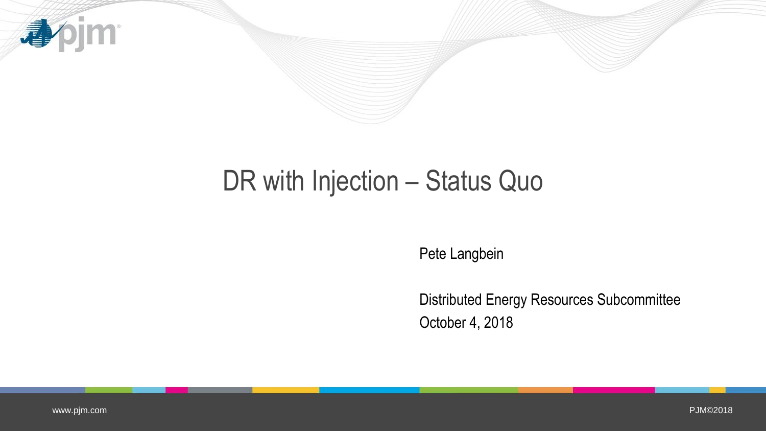# DR with Injection – Status Quo

Pete Langbein

Distributed Energy Resources Subcommittee

October 4, 2018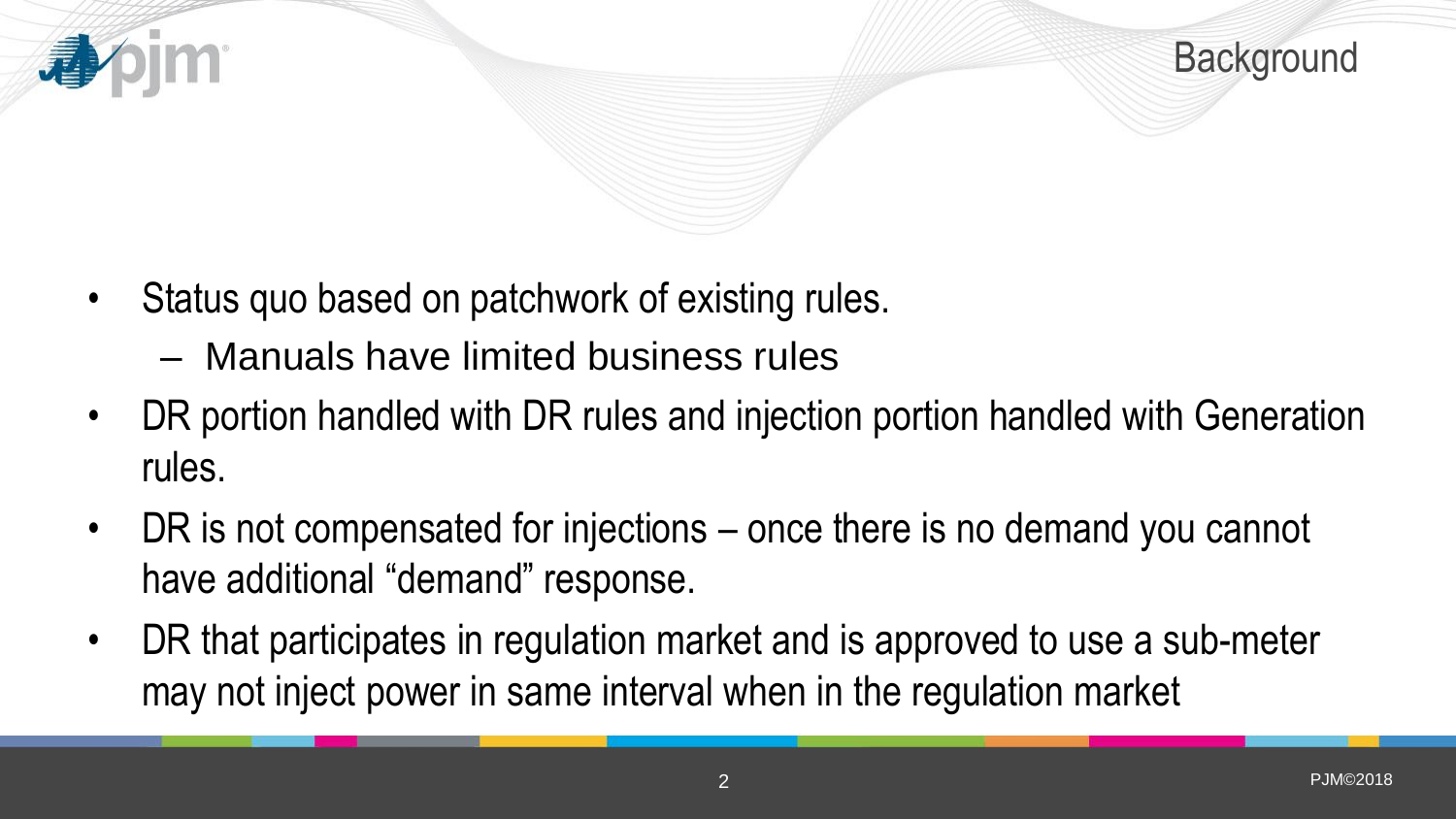# Background

- Status quo based on patchwork of existing rules.
  - Manuals have limited business rules
- DR portion handled with DR rules and injection portion handled with Generation rules.
- DR is not compensated for injections – once there is no demand you cannot have additional "demand" response.
- DR that participates in regulation market and is approved to use a sub-meter may not inject power in same interval when in the regulation market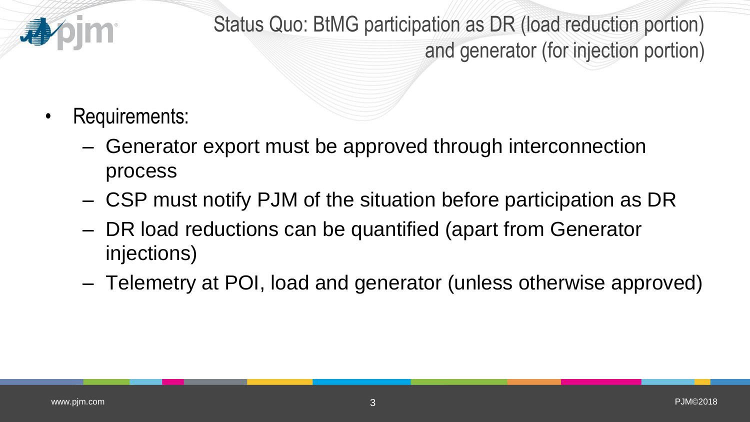# Status Quo: BtMG participation as DR (load reduction portion) and generator (for injection portion)

- Requirements:
  - Generator export must be approved through interconnection process
  - CSP must notify PJM of the situation before participation as DR
  - DR load reductions can be quantified (apart from Generator injections)
  - Telemetry at POI, load and generator (unless otherwise approved)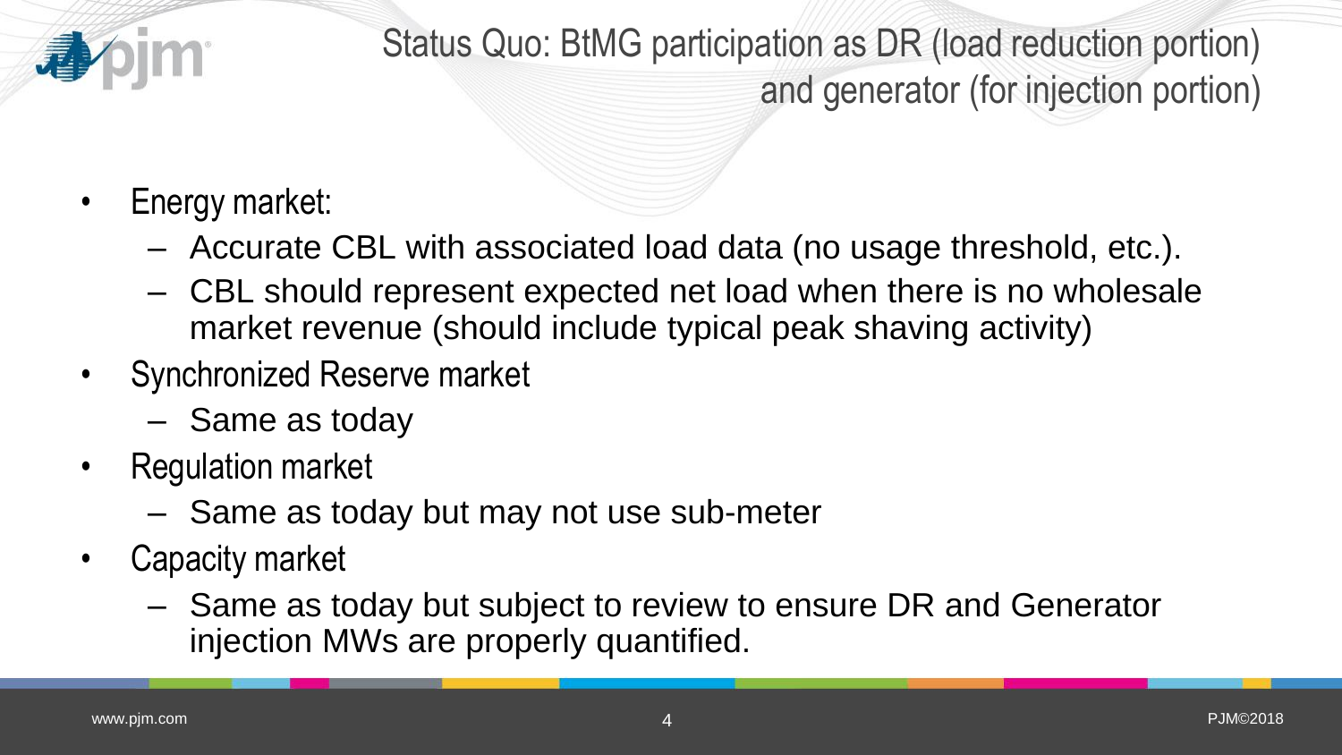# Status Quo: BtMG participation as DR (load reduction portion) and generator (for injection portion)

- Energy market:
  - Accurate CBL with associated load data (no usage threshold, etc.).
  - CBL should represent expected net load when there is no wholesale market revenue (should include typical peak shaving activity)
- Synchronized Reserve market
  - Same as today
- Regulation market
  - Same as today but may not use sub-meter
- Capacity market
  - Same as today but subject to review to ensure DR and Generator injection MWs are properly quantified.